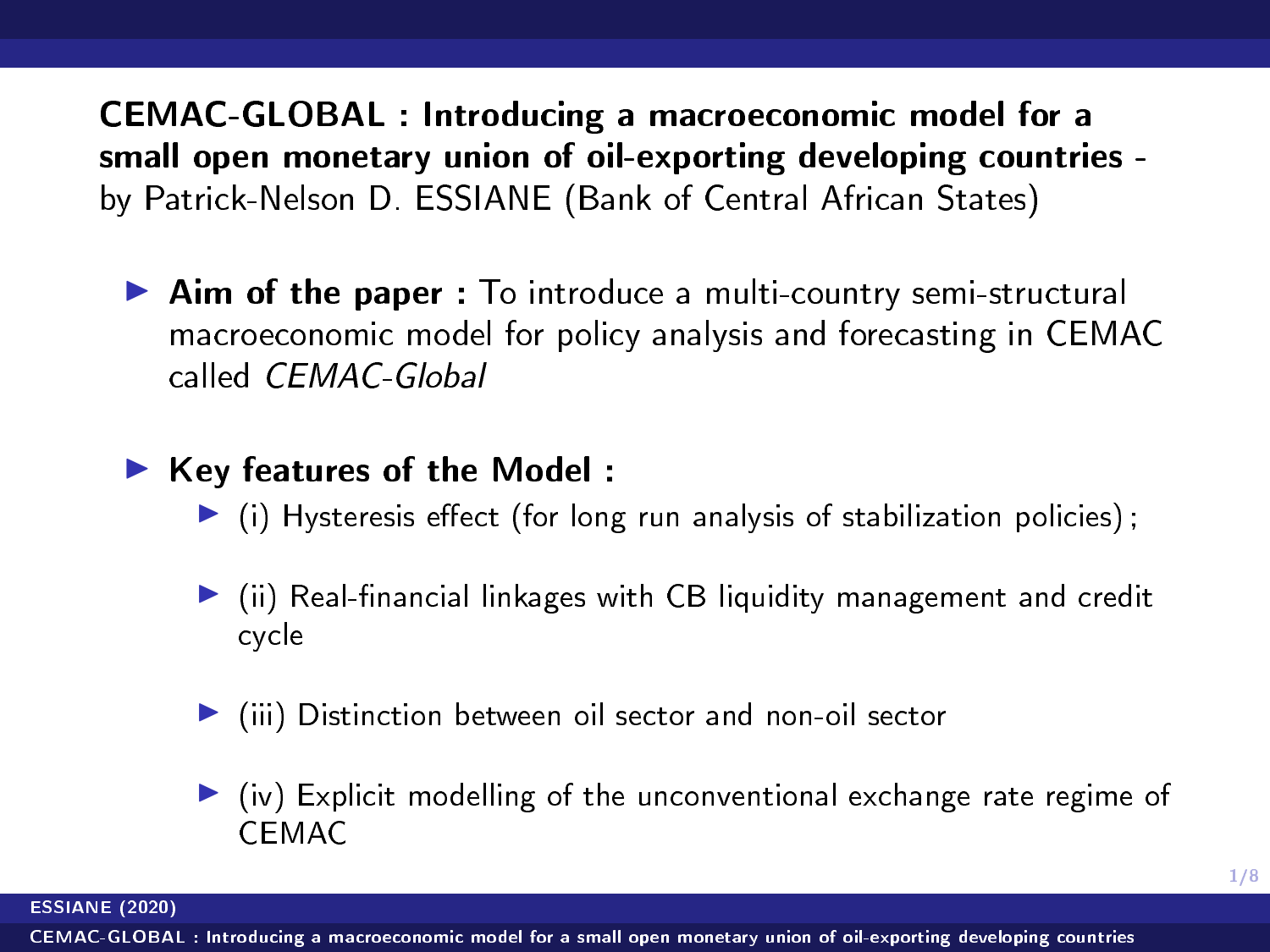**CEMAC-GLOBAL : Introducing a macroeconomic model for a small open monetary union of oil-exporting developing countries** - by Patrick-Nelson D. ESSIANE (Bank of Central African States)

- **Aim of the paper :** To introduce a multi-country semi-structural macroeconomic model for policy analysis and forecasting in CEMAC called *CEMAC-Global*

- **Key features of the Model :**
  - (i) Hysteresis effect (for long run analysis of stabilization policies) ;
  - (ii) Real-financial linkages with CB liquidity management and credit cycle
  - (iii) Distinction between oil sector and non-oil sector
  - (iv) Explicit modelling of the unconventional exchange rate regime of CEMAC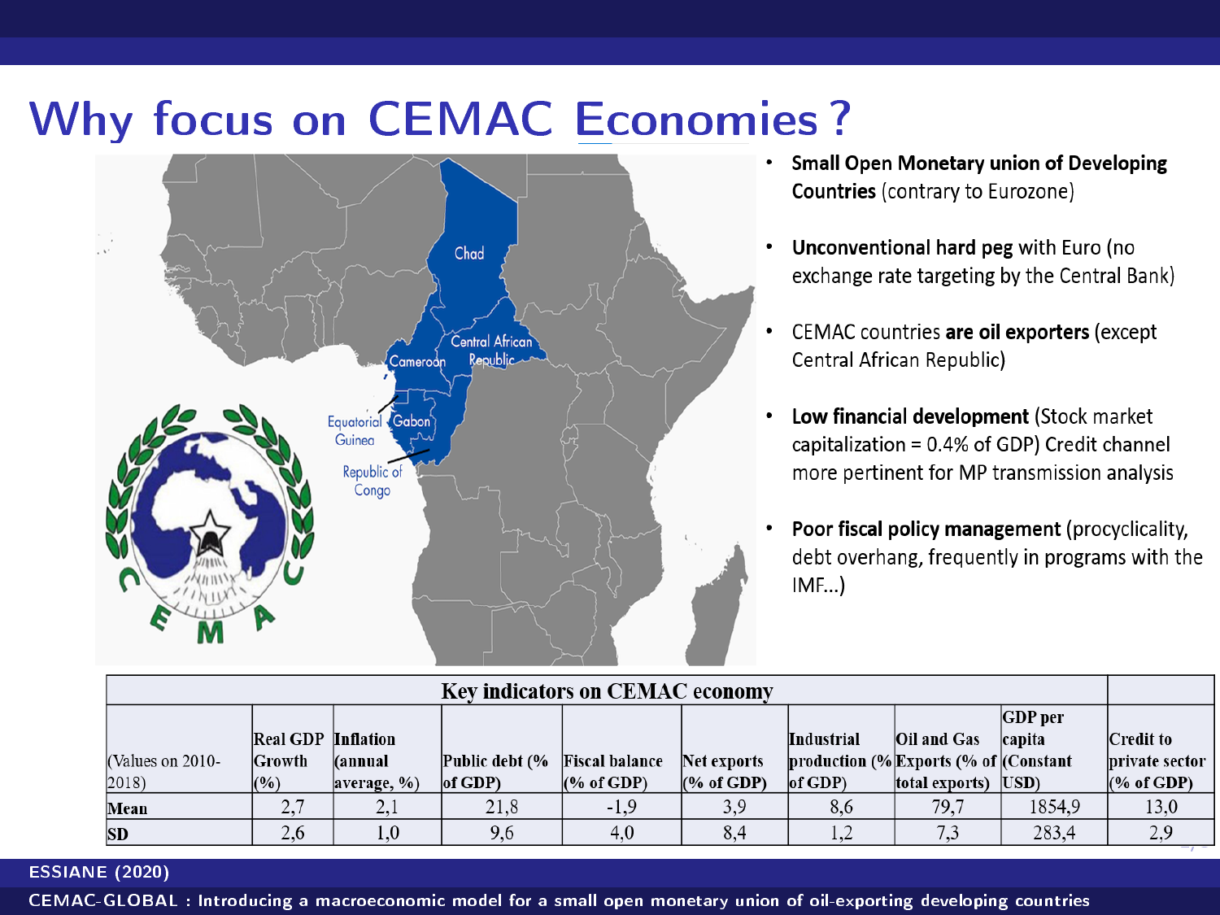# Why focus on CEMAC Economies ?

- **Small Open Monetary union of Developing Countries** (contrary to Eurozone)
- **Unconventional hard peg** with Euro (no exchange rate targeting by the Central Bank)
- CEMAC countries **are oil exporters** (except Central African Republic)
- **Low financial development** (Stock market capitalization = 0.4% of GDP) Credit channel more pertinent for MP transmission analysis
- **Poor fiscal policy management** (procyclicality, debt overhang, frequently in programs with the IMF...)

**Key indicators on CEMAC economy**

| (Values on 2010-2018) | Real GDP Growth (%) | Inflation (annual average, %) | Public debt (% of GDP) | Fiscal balance (% of GDP) | Net exports (% of GDP) | Industrial production (% of GDP) | Oil and Gas Exports (% of total exports) | GDP per capita (Constant USD) | Credit to private sector (% of GDP) |
|---|---|---|---|---|---|---|---|---|---|
| **Mean** | 2,7 | 2,1 | 21,8 | -1,9 | 3,9 | 8,6 | 79,7 | 1854,9 | 13,0 |
| **SD** | 2,6 | 1,0 | 9,6 | 4,0 | 8,4 | 1,2 | 7,3 | 283,4 | 2,9 |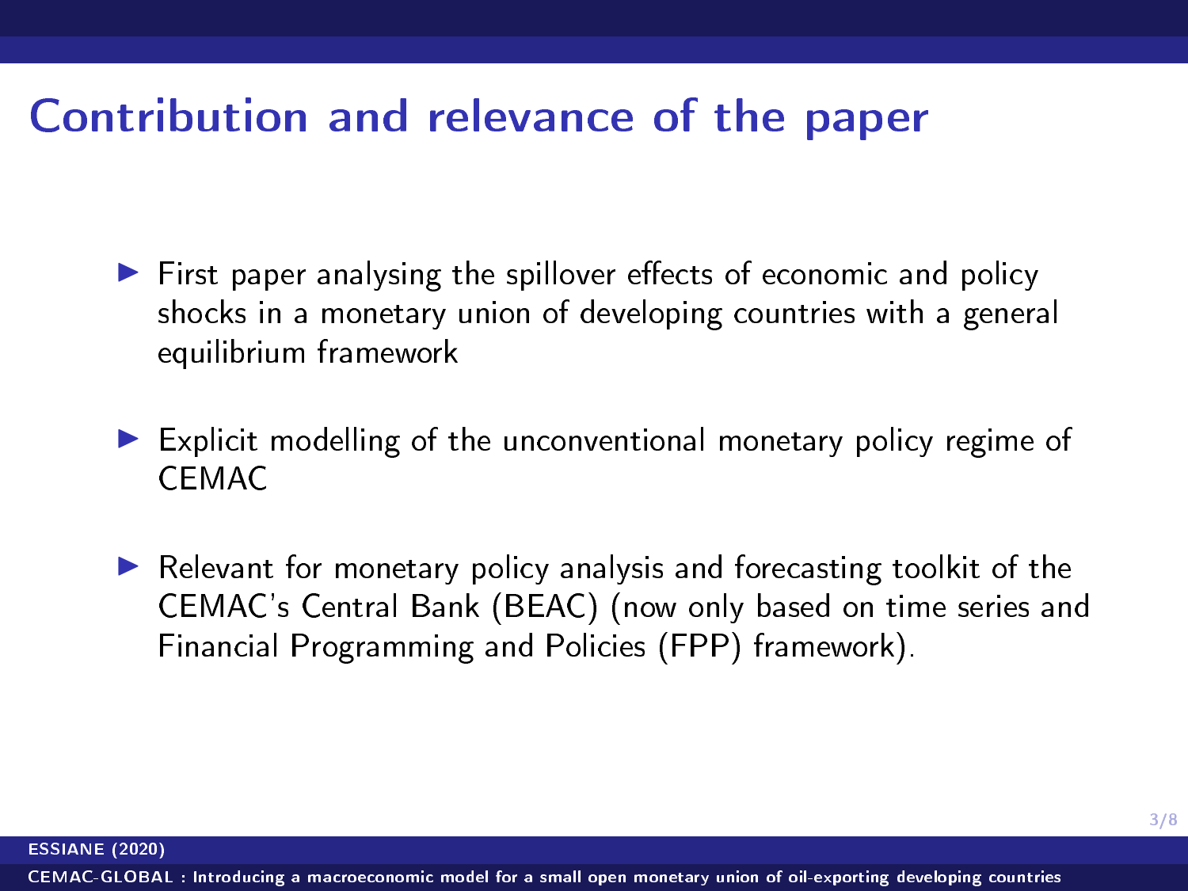# Contribution and relevance of the paper

- First paper analysing the spillover effects of economic and policy shocks in a monetary union of developing countries with a general equilibrium framework
- Explicit modelling of the unconventional monetary policy regime of CEMAC
- Relevant for monetary policy analysis and forecasting toolkit of the CEMAC's Central Bank (BEAC) (now only based on time series and Financial Programming and Policies (FPP) framework).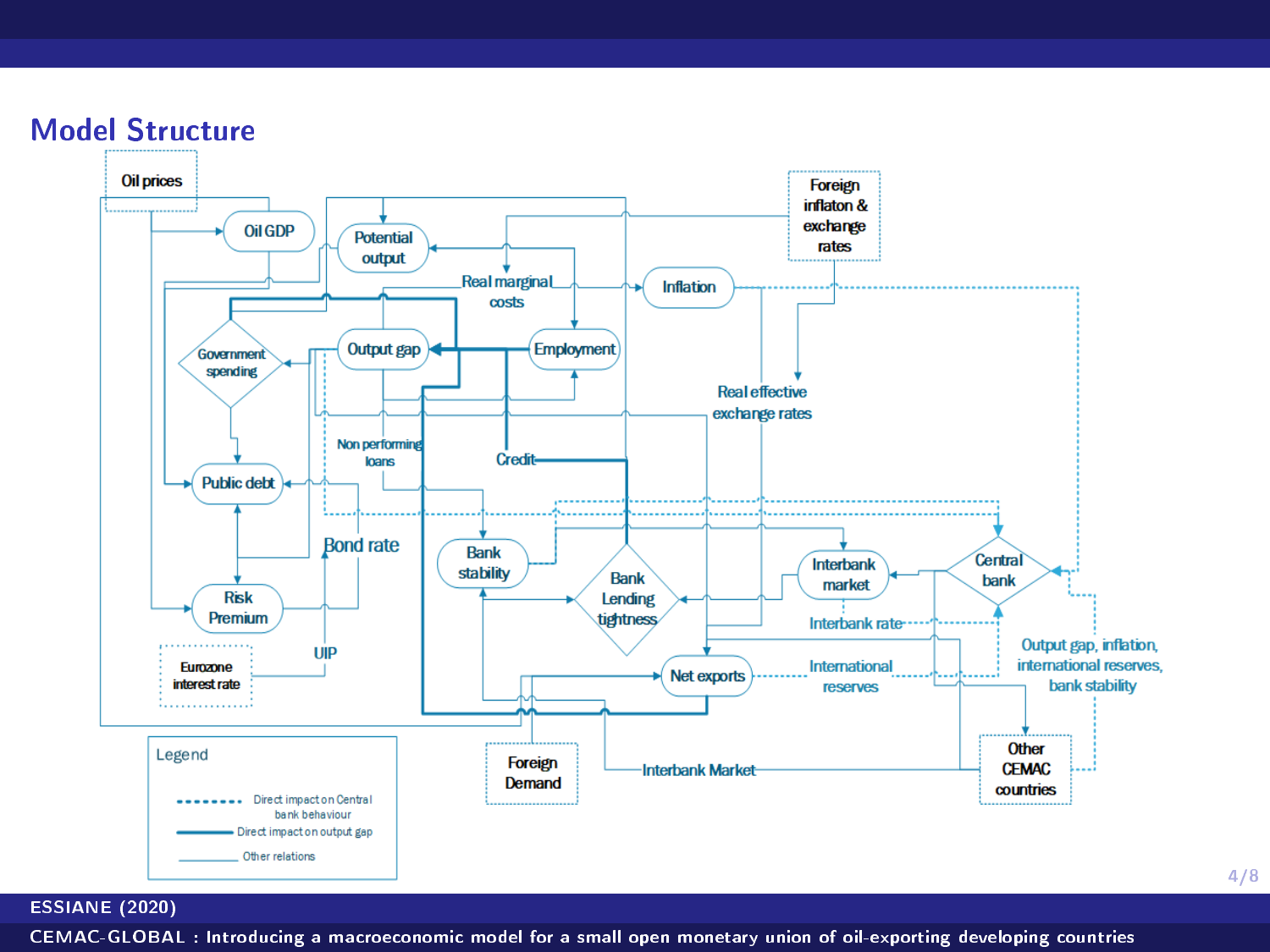# Model Structure

Oil prices

Oil GDP

Potential output

Foreign inflaton & exchange rates

Real marginal costs

Inflation

Government spending

Output gap

Employment

Real effective exchange rates

Non performing loans

Credit

Public debt

Bond rate

Bank stability

Bank Lending tightness

Interbank market

Central bank

Risk Premium

Interbank rate

UIP

Eurozone interest rate

Net exports

International reserves

Output gap, inflation, international reserves, bank stability

Foreign Demand

Interbank Market

Other CEMAC countries

Legend

- Direct impact on Central bank behaviour
- Direct impact on output gap
- Other relations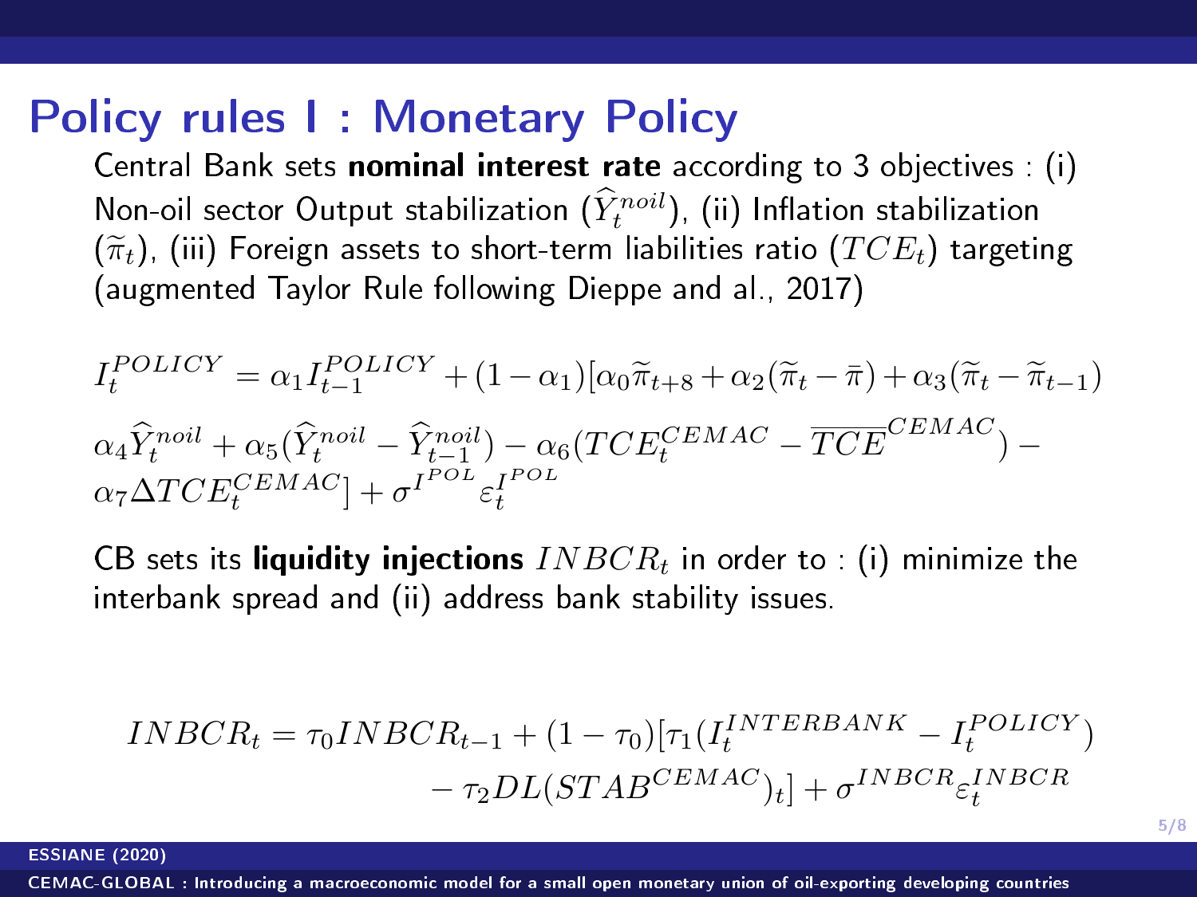# Policy rules I : Monetary Policy

Central Bank sets **nominal interest rate** according to 3 objectives : (i) Non-oil sector Output stabilization ($\widehat{Y}_t^{noil}$), (ii) Inflation stabilization ($\widetilde{\pi}_t$), (iii) Foreign assets to short-term liabilities ratio ($TCE_t$) targeting (augmented Taylor Rule following Dieppe and al., 2017)

$$I_t^{POLICY} = \alpha_1 I_{t-1}^{POLICY} + (1-\alpha_1)[\alpha_0 \widetilde{\pi}_{t+8} + \alpha_2(\widetilde{\pi}_t - \bar{\pi}) + \alpha_3(\widetilde{\pi}_t - \widetilde{\pi}_{t-1})$$

$$\alpha_4 \widehat{Y}_t^{noil} + \alpha_5(\widehat{Y}_t^{noil} - \widehat{Y}_{t-1}^{noil}) - \alpha_6(TCE_t^{CEMAC} - \overline{TCE}^{CEMAC}) -$$
$$\alpha_7 \Delta TCE_t^{CEMAC}] + \sigma^{I^{POL}} \varepsilon_t^{I^{POL}}$$

CB sets its **liquidity injections** $INBCR_t$ in order to : (i) minimize the interbank spread and (ii) address bank stability issues.

$$INBCR_t = \tau_0 INBCR_{t-1} + (1-\tau_0)[\tau_1(I_t^{INTERBANK} - I_t^{POLICY}) - \tau_2 DL(STAB^{CEMAC})_t] + \sigma^{INBCR} \varepsilon_t^{INBCR}$$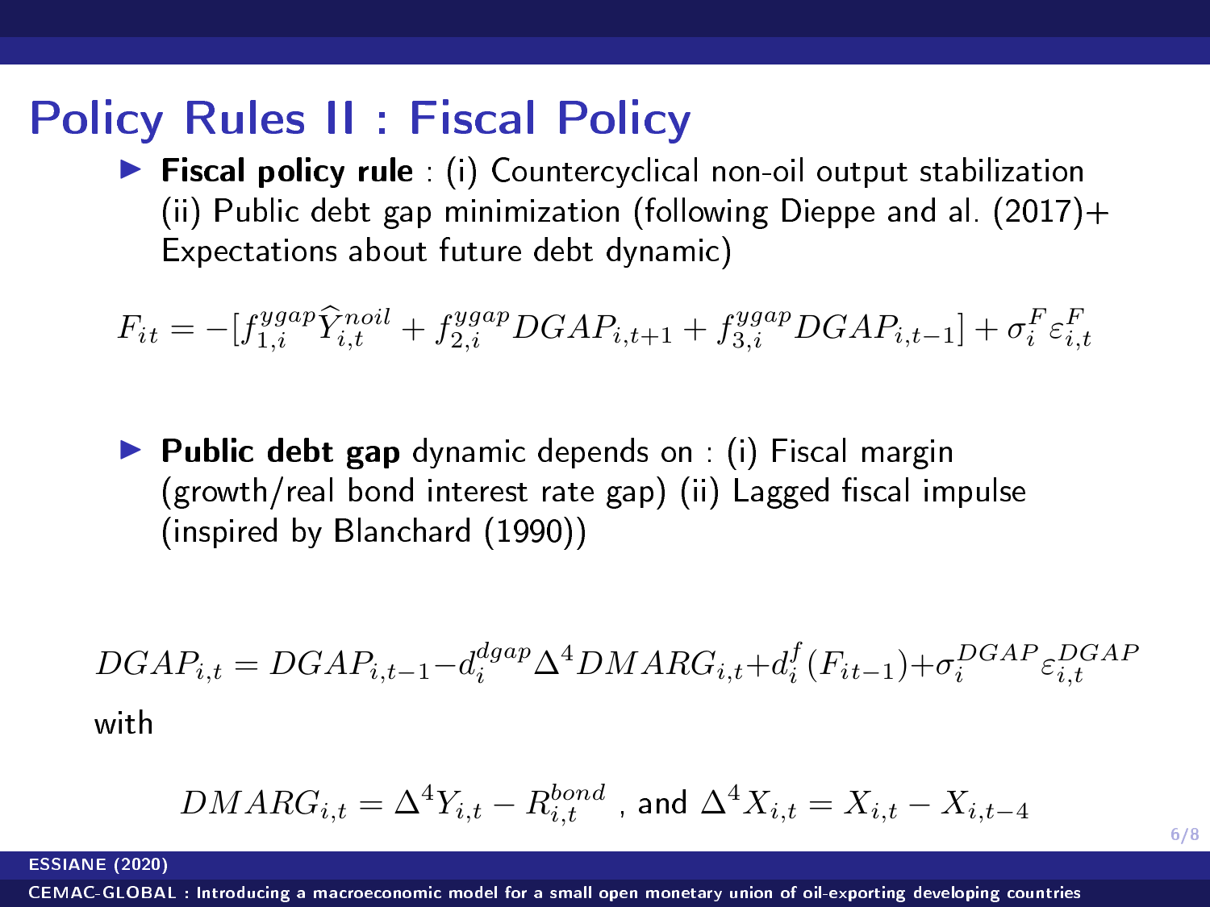## Policy Rules II : Fiscal Policy

- **Fiscal policy rule** : (i) Countercyclical non-oil output stabilization (ii) Public debt gap minimization (following Dieppe and al. (2017)+ Expectations about future debt dynamic)

$$F_{it} = -[f_{1,i}^{ygap}\widehat{Y}_{i,t}^{noil} + f_{2,i}^{ygap}DGAP_{i,t+1} + f_{3,i}^{ygap}DGAP_{i,t-1}] + \sigma_i^F \varepsilon_{i,t}^F$$

- **Public debt gap** dynamic depends on : (i) Fiscal margin (growth/real bond interest rate gap) (ii) Lagged fiscal impulse (inspired by Blanchard (1990))

$$DGAP_{i,t} = DGAP_{i,t-1} - d_i^{dgap}\Delta^4 DMARG_{i,t} + d_i^f(F_{it-1}) + \sigma_i^{DGAP}\varepsilon_{i,t}^{DGAP}$$

with

$$DMARG_{i,t} = \Delta^4 Y_{i,t} - R_{i,t}^{bond} \text{ , and } \Delta^4 X_{i,t} = X_{i,t} - X_{i,t-4}$$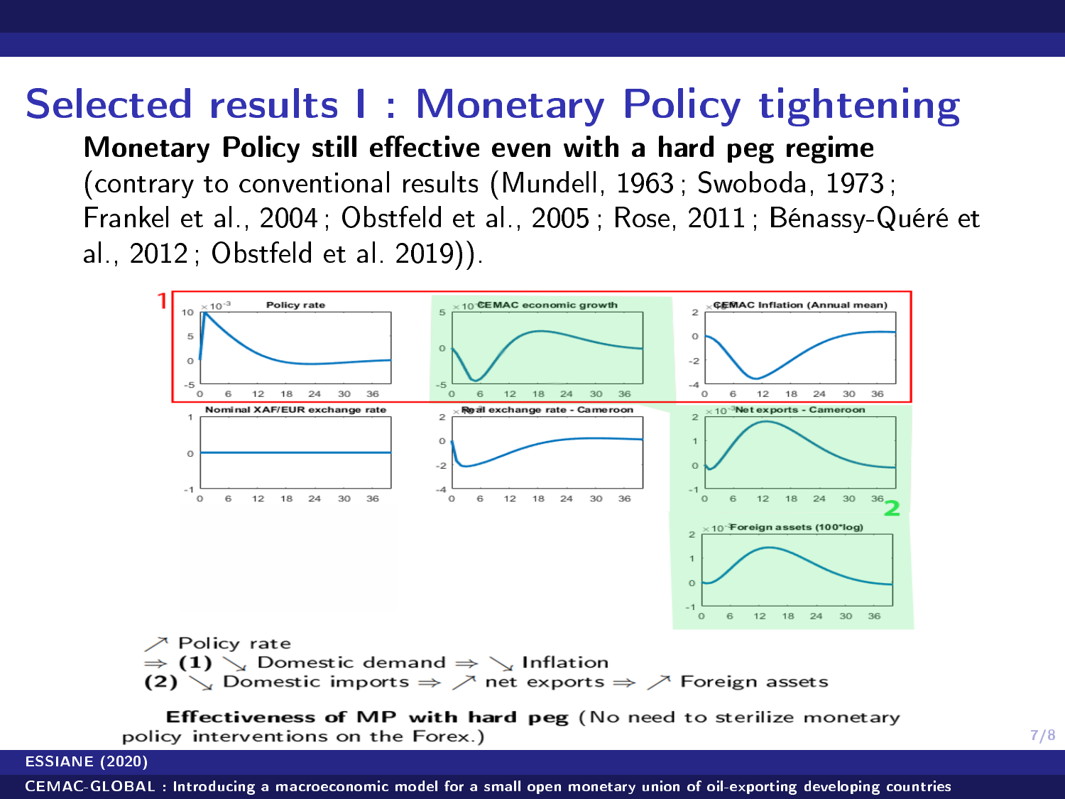# Selected results I : Monetary Policy tightening

**Monetary Policy still effective even with a hard peg regime** (contrary to conventional results (Mundell, 1963 ; Swoboda, 1973 ; Frankel et al., 2004 ; Obstfeld et al., 2005 ; Rose, 2011 ; Bénassy-Quéré et al., 2012 ; Obstfeld et al. 2019)).

↗ Policy rate
⇒ **(1)** ↘ Domestic demand ⇒ ↘ Inflation
**(2)** ↘ Domestic imports ⇒ ↗ net exports ⇒ ↗ Foreign assets

**Effectiveness of MP with hard peg** (No need to sterilize monetary policy interventions on the Forex.)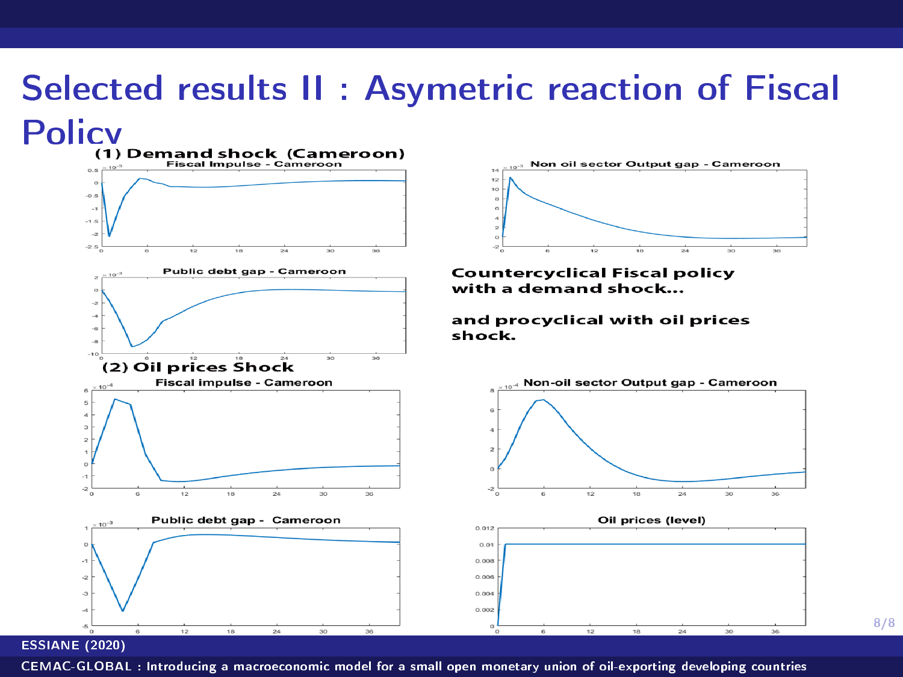# Selected results II : Asymetric reaction of Fiscal Policy

**(1) Demand shock (Cameroon)**

Fiscal Impulse - Cameroon

$\times 10^{-3}$

0.5
0
-0.5
-1
-1.5
-2
-2.5

0 6 12 18 24 30 36

Non oil sector Output gap - Cameroon

$\times 10^{-3}$

14
12
10
8
6
4
2
0
-2

0 6 12 18 24 30 36

Public debt gap - Cameroon

$\times 10^{-3}$

2
0
-2
-4
-6
-8
-10

0 6 12 18 24 30 36

**Countercyclical Fiscal policy with a demand shock...**

**and procyclical with oil prices shock.**

**(2) Oil prices Shock**

Fiscal impulse - Cameroon

$\times 10^{-4}$

6
5
4
3
2
1
0
-1
-2

0 6 12 18 24 30 36

Non-oil sector Output gap - Cameroon

$\times 10^{-4}$

8
6
4
2
0
-2

0 6 12 18 24 30 36

Public debt gap - Cameroon

$\times 10^{-3}$

1
0
-1
-2
-3
-4
-5

0 6 12 18 24 30 36

Oil prices (level)

0.012
0.01
0.008
0.006
0.004
0.002
0

0 6 12 18 24 30 36

ESSIANE (2020)

CEMAC-GLOBAL : Introducing a macroeconomic model for a small open monetary union of oil-exporting developing countries